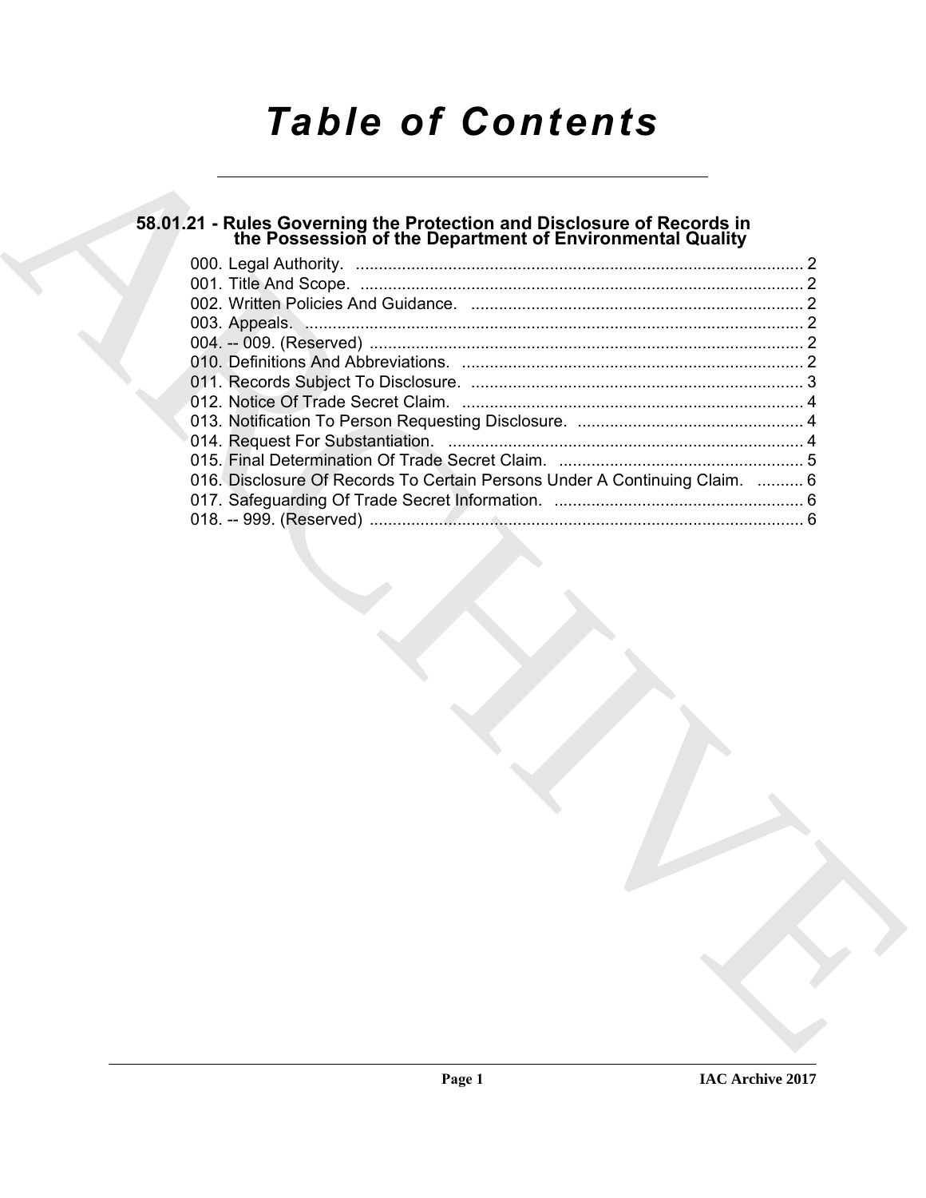# Table of Contents

## 58.01.21 - Rules Governing the Protection and Disclosure of Records in the Possession of the Department of Environmental Quality

000. Legal Authority. .......... 2
001. Title And Scope. .......... 2
002. Written Policies And Guidance. .......... 2
003. Appeals. .......... 2
004. -- 009. (Reserved) .......... 2
010. Definitions And Abbreviations. .......... 2
011. Records Subject To Disclosure. .......... 3
012. Notice Of Trade Secret Claim. .......... 4
013. Notification To Person Requesting Disclosure. .......... 4
014. Request For Substantiation. .......... 4
015. Final Determination Of Trade Secret Claim. .......... 5
016. Disclosure Of Records To Certain Persons Under A Continuing Claim. .......... 6
017. Safeguarding Of Trade Secret Information. .......... 6
018. -- 999. (Reserved) .......... 6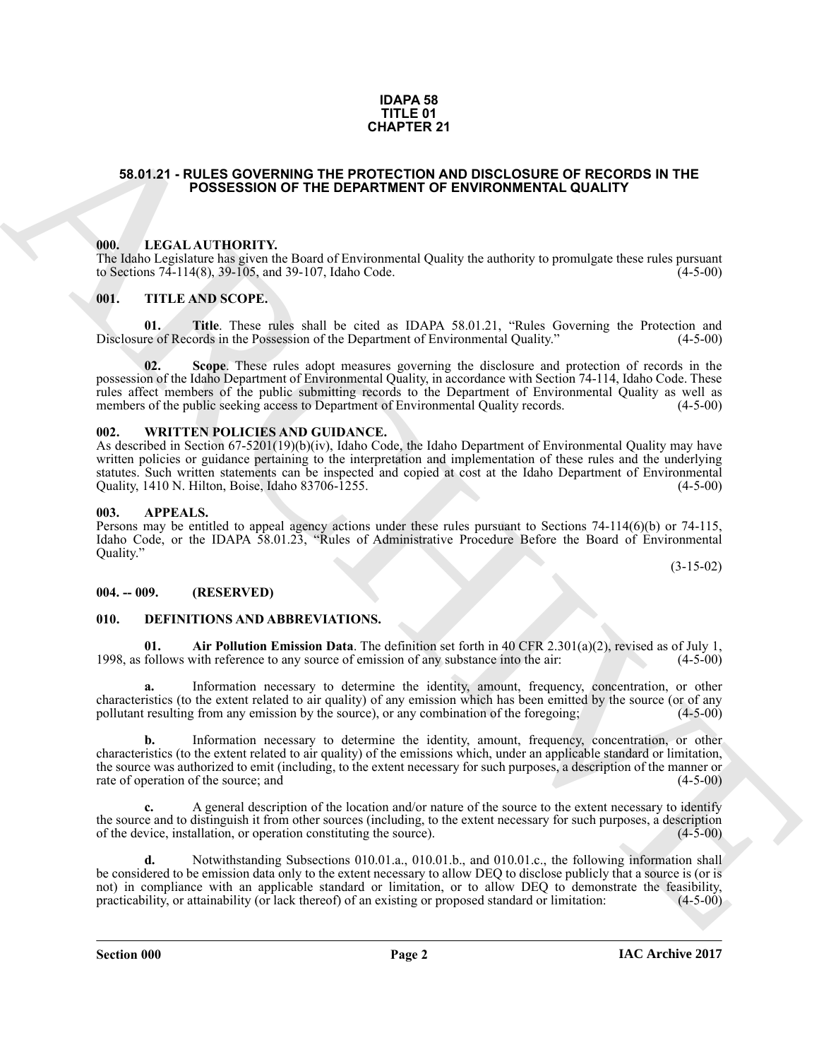# IDAPA 58
# TITLE 01
# CHAPTER 21

## 58.01.21 - RULES GOVERNING THE PROTECTION AND DISCLOSURE OF RECORDS IN THE POSSESSION OF THE DEPARTMENT OF ENVIRONMENTAL QUALITY

### 000. LEGAL AUTHORITY.

The Idaho Legislature has given the Board of Environmental Quality the authority to promulgate these rules pursuant to Sections 74-114(8), 39-105, and 39-107, Idaho Code. (4-5-00)

### 001. TITLE AND SCOPE.

**01. Title**. These rules shall be cited as IDAPA 58.01.21, "Rules Governing the Protection and Disclosure of Records in the Possession of the Department of Environmental Quality." (4-5-00)

**02. Scope**. These rules adopt measures governing the disclosure and protection of records in the possession of the Idaho Department of Environmental Quality, in accordance with Section 74-114, Idaho Code. These rules affect members of the public submitting records to the Department of Environmental Quality as well as members of the public seeking access to Department of Environmental Quality records. (4-5-00)

### 002. WRITTEN POLICIES AND GUIDANCE.

As described in Section 67-5201(19)(b)(iv), Idaho Code, the Idaho Department of Environmental Quality may have written policies or guidance pertaining to the interpretation and implementation of these rules and the underlying statutes. Such written statements can be inspected and copied at cost at the Idaho Department of Environmental Quality, 1410 N. Hilton, Boise, Idaho 83706-1255. (4-5-00)

### 003. APPEALS.

Persons may be entitled to appeal agency actions under these rules pursuant to Sections 74-114(6)(b) or 74-115, Idaho Code, or the IDAPA 58.01.23, "Rules of Administrative Procedure Before the Board of Environmental Quality."

(3-15-02)

### 004. -- 009. (RESERVED)

### 010. DEFINITIONS AND ABBREVIATIONS.

**01. Air Pollution Emission Data**. The definition set forth in 40 CFR 2.301(a)(2), revised as of July 1, 1998, as follows with reference to any source of emission of any substance into the air: (4-5-00)

**a.** Information necessary to determine the identity, amount, frequency, concentration, or other characteristics (to the extent related to air quality) of any emission which has been emitted by the source (or of any pollutant resulting from any emission by the source), or any combination of the foregoing; (4-5-00)

**b.** Information necessary to determine the identity, amount, frequency, concentration, or other characteristics (to the extent related to air quality) of the emissions which, under an applicable standard or limitation, the source was authorized to emit (including, to the extent necessary for such purposes, a description of the manner or rate of operation of the source; and (4-5-00)

**c.** A general description of the location and/or nature of the source to the extent necessary to identify the source and to distinguish it from other sources (including, to the extent necessary for such purposes, a description of the device, installation, or operation constituting the source). (4-5-00)

**d.** Notwithstanding Subsections 010.01.a., 010.01.b., and 010.01.c., the following information shall be considered to be emission data only to the extent necessary to allow DEQ to disclose publicly that a source is (or is not) in compliance with an applicable standard or limitation, or to allow DEQ to demonstrate the feasibility, practicability, or attainability (or lack thereof) of an existing or proposed standard or limitation: (4-5-00)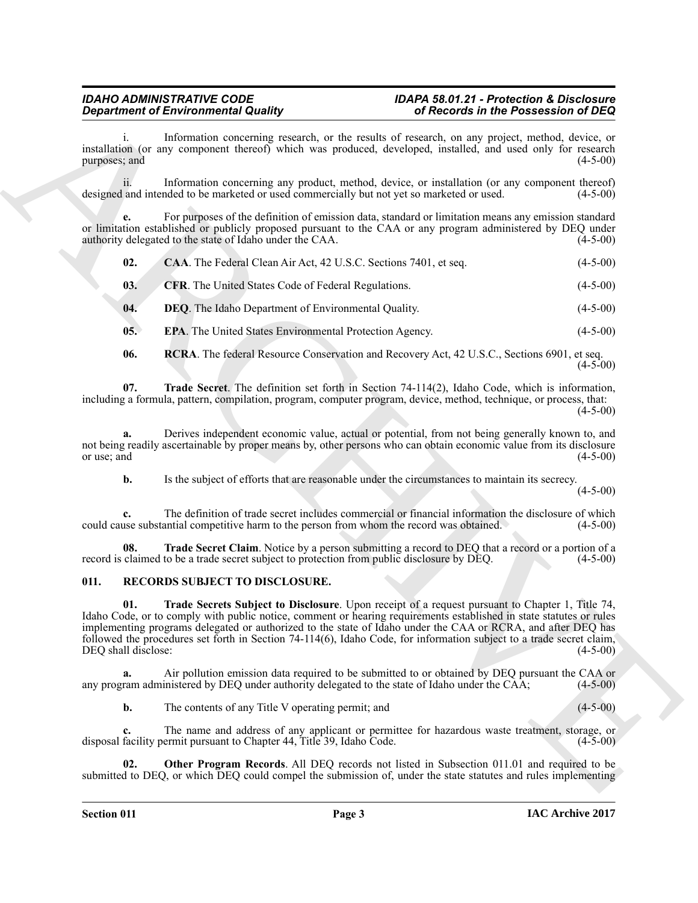i. Information concerning research, or the results of research, on any project, method, device, or installation (or any component thereof) which was produced, developed, installed, and used only for research purposes; and (4-5-00)

ii. Information concerning any product, method, device, or installation (or any component thereof) designed and intended to be marketed or used commercially but not yet so marketed or used. (4-5-00)

**e.** For purposes of the definition of emission data, standard or limitation means any emission standard or limitation established or publicly proposed pursuant to the CAA or any program administered by DEQ under authority delegated to the state of Idaho under the CAA. (4-5-00)

**02. CAA**. The Federal Clean Air Act, 42 U.S.C. Sections 7401, et seq. (4-5-00)

**03. CFR**. The United States Code of Federal Regulations. (4-5-00)

**04. DEQ**. The Idaho Department of Environmental Quality. (4-5-00)

**05. EPA**. The United States Environmental Protection Agency. (4-5-00)

**06. RCRA**. The federal Resource Conservation and Recovery Act, 42 U.S.C., Sections 6901, et seq. (4-5-00)

**07. Trade Secret**. The definition set forth in Section 74-114(2), Idaho Code, which is information, including a formula, pattern, compilation, program, computer program, device, method, technique, or process, that: (4-5-00)

**a.** Derives independent economic value, actual or potential, from not being generally known to, and not being readily ascertainable by proper means by, other persons who can obtain economic value from its disclosure or use; and (4-5-00)

**b.** Is the subject of efforts that are reasonable under the circumstances to maintain its secrecy. (4-5-00)

**c.** The definition of trade secret includes commercial or financial information the disclosure of which could cause substantial competitive harm to the person from whom the record was obtained. (4-5-00)

**08. Trade Secret Claim**. Notice by a person submitting a record to DEQ that a record or a portion of a record is claimed to be a trade secret subject to protection from public disclosure by DEQ. (4-5-00)

## 011. RECORDS SUBJECT TO DISCLOSURE.

**01. Trade Secrets Subject to Disclosure**. Upon receipt of a request pursuant to Chapter 1, Title 74, Idaho Code, or to comply with public notice, comment or hearing requirements established in state statutes or rules implementing programs delegated or authorized to the state of Idaho under the CAA or RCRA, and after DEQ has followed the procedures set forth in Section 74-114(6), Idaho Code, for information subject to a trade secret claim, DEQ shall disclose: (4-5-00)

**a.** Air pollution emission data required to be submitted to or obtained by DEQ pursuant the CAA or any program administered by DEQ under authority delegated to the state of Idaho under the CAA; (4-5-00)

**b.** The contents of any Title V operating permit; and (4-5-00)

**c.** The name and address of any applicant or permittee for hazardous waste treatment, storage, or disposal facility permit pursuant to Chapter 44, Title 39, Idaho Code. (4-5-00)

**02. Other Program Records**. All DEQ records not listed in Subsection 011.01 and required to be submitted to DEQ, or which DEQ could compel the submission of, under the state statutes and rules implementing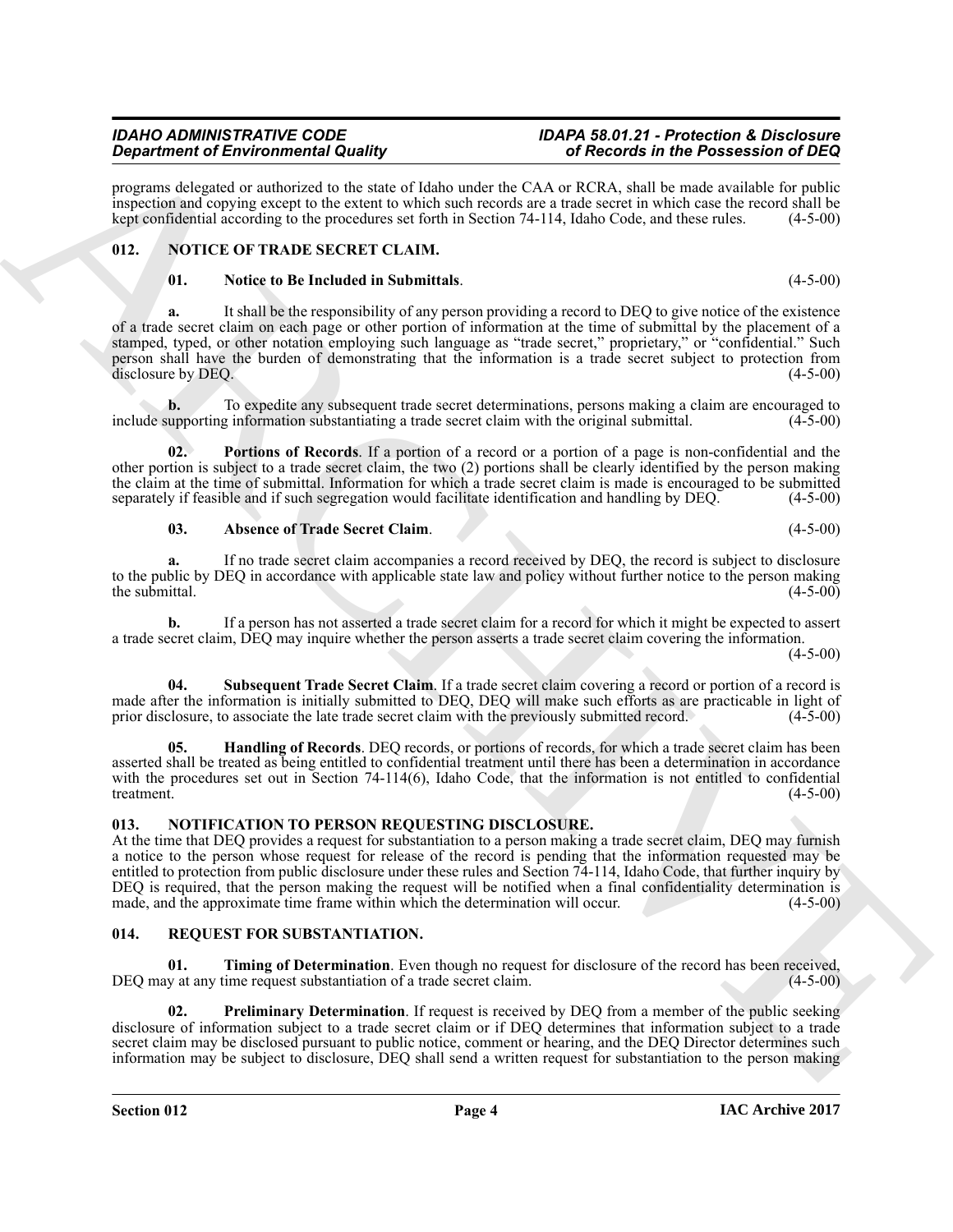programs delegated or authorized to the state of Idaho under the CAA or RCRA, shall be made available for public inspection and copying except to the extent to which such records are a trade secret in which case the record shall be kept confidential according to the procedures set forth in Section 74-114, Idaho Code, and these rules. (4-5-00)

## 012. NOTICE OF TRADE SECRET CLAIM.

**01. Notice to Be Included in Submittals**. (4-5-00)

**a.** It shall be the responsibility of any person providing a record to DEQ to give notice of the existence of a trade secret claim on each page or other portion of information at the time of submittal by the placement of a stamped, typed, or other notation employing such language as "trade secret," proprietary," or "confidential." Such person shall have the burden of demonstrating that the information is a trade secret subject to protection from disclosure by DEQ. (4-5-00)

**b.** To expedite any subsequent trade secret determinations, persons making a claim are encouraged to include supporting information substantiating a trade secret claim with the original submittal. (4-5-00)

**02. Portions of Records**. If a portion of a record or a portion of a page is non-confidential and the other portion is subject to a trade secret claim, the two (2) portions shall be clearly identified by the person making the claim at the time of submittal. Information for which a trade secret claim is made is encouraged to be submitted separately if feasible and if such segregation would facilitate identification and handling by DEQ. (4-5-00)

**03. Absence of Trade Secret Claim**. (4-5-00)

**a.** If no trade secret claim accompanies a record received by DEQ, the record is subject to disclosure to the public by DEQ in accordance with applicable state law and policy without further notice to the person making the submittal. (4-5-00)

**b.** If a person has not asserted a trade secret claim for a record for which it might be expected to assert a trade secret claim, DEQ may inquire whether the person asserts a trade secret claim covering the information. (4-5-00)

**04. Subsequent Trade Secret Claim**. If a trade secret claim covering a record or portion of a record is made after the information is initially submitted to DEQ, DEQ will make such efforts as are practicable in light of prior disclosure, to associate the late trade secret claim with the previously submitted record. (4-5-00)

**05. Handling of Records**. DEQ records, or portions of records, for which a trade secret claim has been asserted shall be treated as being entitled to confidential treatment until there has been a determination in accordance with the procedures set out in Section 74-114(6), Idaho Code, that the information is not entitled to confidential treatment. (4-5-00)

## 013. NOTIFICATION TO PERSON REQUESTING DISCLOSURE.

At the time that DEQ provides a request for substantiation to a person making a trade secret claim, DEQ may furnish a notice to the person whose request for release of the record is pending that the information requested may be entitled to protection from public disclosure under these rules and Section 74-114, Idaho Code, that further inquiry by DEQ is required, that the person making the request will be notified when a final confidentiality determination is made, and the approximate time frame within which the determination will occur. (4-5-00)

## 014. REQUEST FOR SUBSTANTIATION.

**01. Timing of Determination**. Even though no request for disclosure of the record has been received, DEQ may at any time request substantiation of a trade secret claim. (4-5-00)

**02. Preliminary Determination**. If request is received by DEQ from a member of the public seeking disclosure of information subject to a trade secret claim or if DEQ determines that information subject to a trade secret claim may be disclosed pursuant to public notice, comment or hearing, and the DEQ Director determines such information may be subject to disclosure, DEQ shall send a written request for substantiation to the person making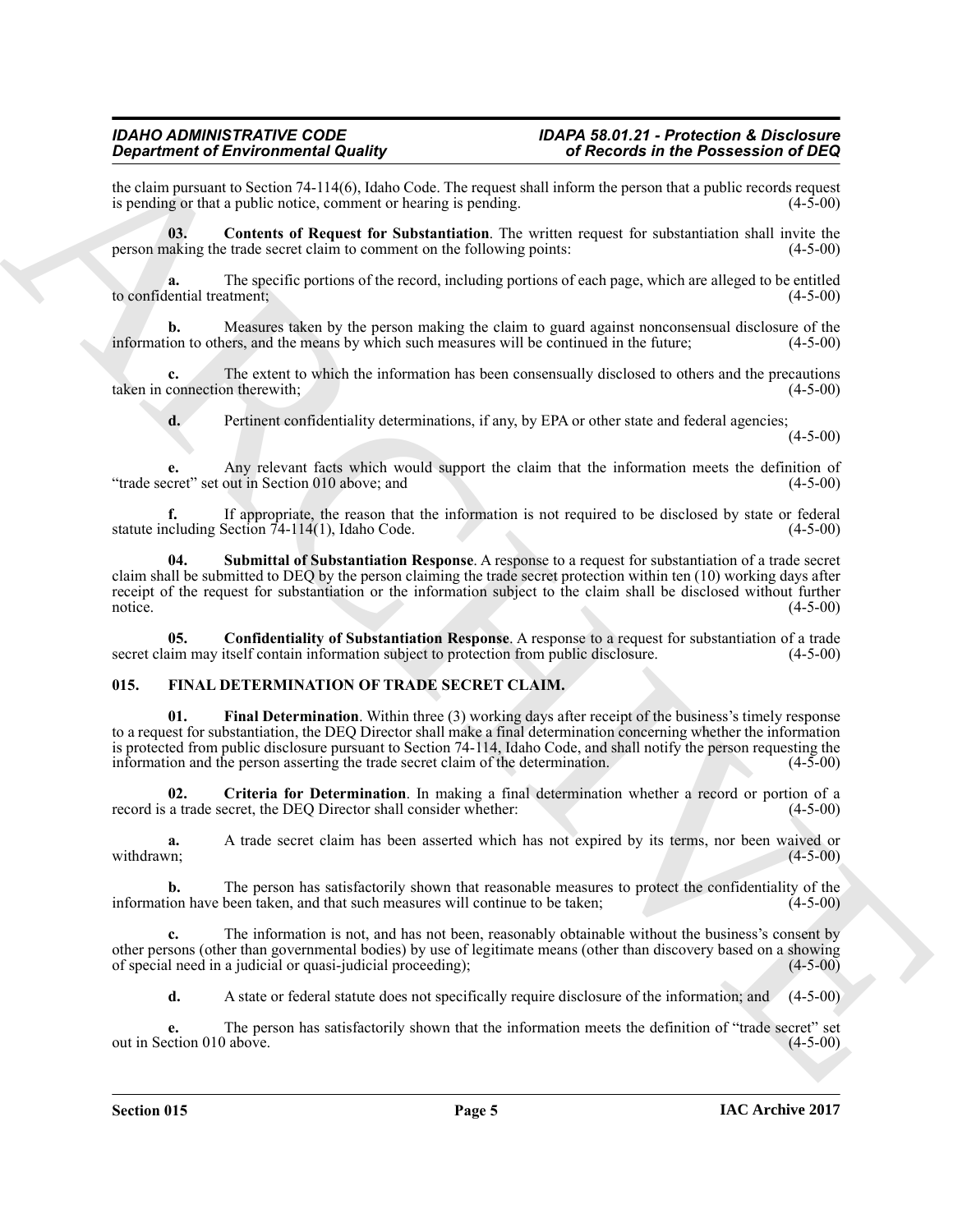the claim pursuant to Section 74-114(6), Idaho Code. The request shall inform the person that a public records request is pending or that a public notice, comment or hearing is pending. (4-5-00)

**03. Contents of Request for Substantiation**. The written request for substantiation shall invite the person making the trade secret claim to comment on the following points: (4-5-00)

**a.** The specific portions of the record, including portions of each page, which are alleged to be entitled to confidential treatment; (4-5-00)

**b.** Measures taken by the person making the claim to guard against nonconsensual disclosure of the information to others, and the means by which such measures will be continued in the future; (4-5-00)

**c.** The extent to which the information has been consensually disclosed to others and the precautions taken in connection therewith; (4-5-00)

**d.** Pertinent confidentiality determinations, if any, by EPA or other state and federal agencies; (4-5-00)

**e.** Any relevant facts which would support the claim that the information meets the definition of "trade secret" set out in Section 010 above; and (4-5-00)

**f.** If appropriate, the reason that the information is not required to be disclosed by state or federal statute including Section 74-114(1), Idaho Code. (4-5-00)

**04. Submittal of Substantiation Response**. A response to a request for substantiation of a trade secret claim shall be submitted to DEQ by the person claiming the trade secret protection within ten (10) working days after receipt of the request for substantiation or the information subject to the claim shall be disclosed without further notice. (4-5-00)

**05. Confidentiality of Substantiation Response**. A response to a request for substantiation of a trade secret claim may itself contain information subject to protection from public disclosure. (4-5-00)

## 015. FINAL DETERMINATION OF TRADE SECRET CLAIM.

**01. Final Determination**. Within three (3) working days after receipt of the business's timely response to a request for substantiation, the DEQ Director shall make a final determination concerning whether the information is protected from public disclosure pursuant to Section 74-114, Idaho Code, and shall notify the person requesting the information and the person asserting the trade secret claim of the determination. (4-5-00)

**02. Criteria for Determination**. In making a final determination whether a record or portion of a record is a trade secret, the DEQ Director shall consider whether: (4-5-00)

**a.** A trade secret claim has been asserted which has not expired by its terms, nor been waived or withdrawn; (4-5-00)

**b.** The person has satisfactorily shown that reasonable measures to protect the confidentiality of the information have been taken, and that such measures will continue to be taken; (4-5-00)

**c.** The information is not, and has not been, reasonably obtainable without the business's consent by other persons (other than governmental bodies) by use of legitimate means (other than discovery based on a showing of special need in a judicial or quasi-judicial proceeding); (4-5-00)

**d.** A state or federal statute does not specifically require disclosure of the information; and (4-5-00)

**e.** The person has satisfactorily shown that the information meets the definition of "trade secret" set out in Section 010 above. (4-5-00)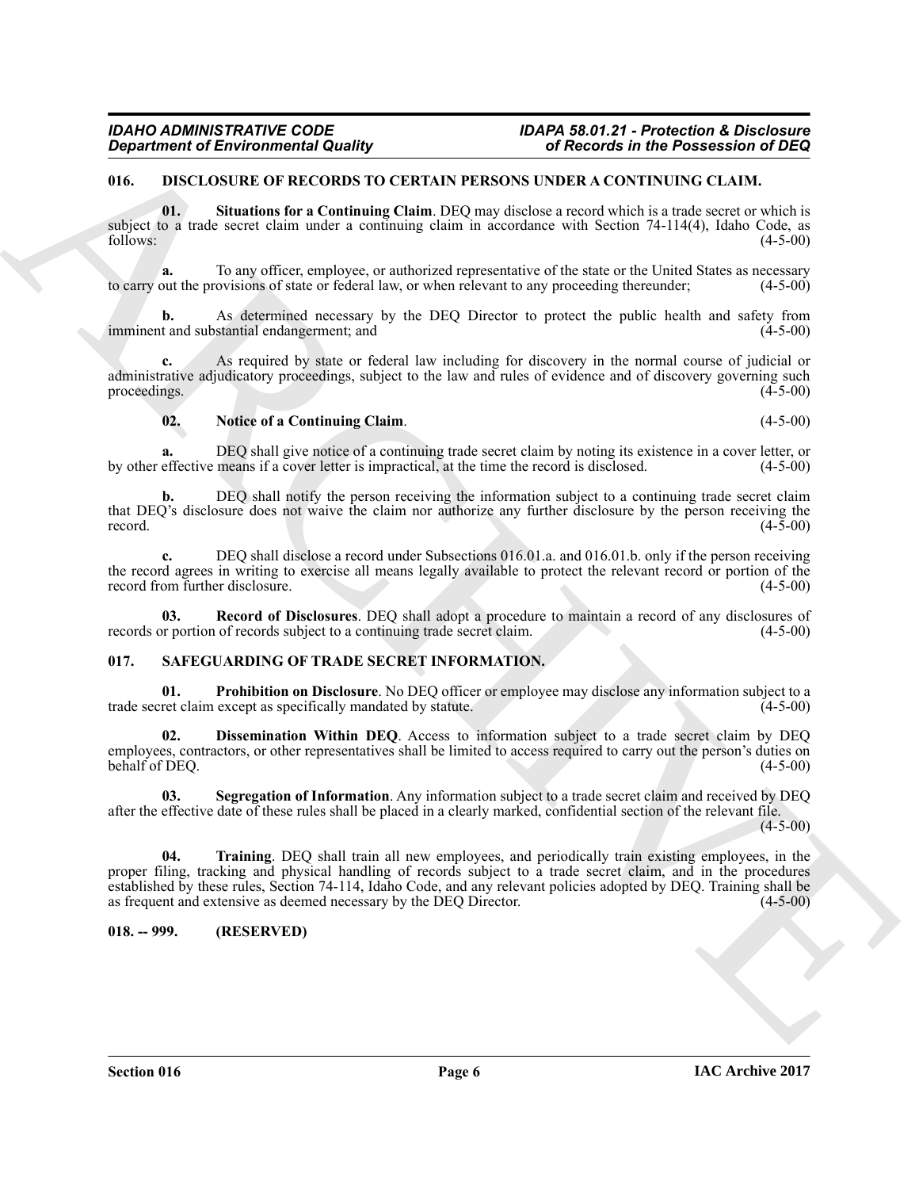### 016. DISCLOSURE OF RECORDS TO CERTAIN PERSONS UNDER A CONTINUING CLAIM.

**01. Situations for a Continuing Claim**. DEQ may disclose a record which is a trade secret or which is subject to a trade secret claim under a continuing claim in accordance with Section 74-114(4), Idaho Code, as follows: (4-5-00)

**a.** To any officer, employee, or authorized representative of the state or the United States as necessary to carry out the provisions of state or federal law, or when relevant to any proceeding thereunder; (4-5-00)

**b.** As determined necessary by the DEQ Director to protect the public health and safety from imminent and substantial endangerment; and (4-5-00)

**c.** As required by state or federal law including for discovery in the normal course of judicial or administrative adjudicatory proceedings, subject to the law and rules of evidence and of discovery governing such proceedings. (4-5-00)

**02. Notice of a Continuing Claim**. (4-5-00)

**a.** DEQ shall give notice of a continuing trade secret claim by noting its existence in a cover letter, or by other effective means if a cover letter is impractical, at the time the record is disclosed. (4-5-00)

**b.** DEQ shall notify the person receiving the information subject to a continuing trade secret claim that DEQ's disclosure does not waive the claim nor authorize any further disclosure by the person receiving the record. (4-5-00)

**c.** DEQ shall disclose a record under Subsections 016.01.a. and 016.01.b. only if the person receiving the record agrees in writing to exercise all means legally available to protect the relevant record or portion of the record from further disclosure. (4-5-00)

**03. Record of Disclosures**. DEQ shall adopt a procedure to maintain a record of any disclosures of records or portion of records subject to a continuing trade secret claim. (4-5-00)

### 017. SAFEGUARDING OF TRADE SECRET INFORMATION.

**01. Prohibition on Disclosure**. No DEQ officer or employee may disclose any information subject to a trade secret claim except as specifically mandated by statute. (4-5-00)

**02. Dissemination Within DEQ**. Access to information subject to a trade secret claim by DEQ employees, contractors, or other representatives shall be limited to access required to carry out the person's duties on behalf of DEQ. (4-5-00)

**03. Segregation of Information**. Any information subject to a trade secret claim and received by DEQ after the effective date of these rules shall be placed in a clearly marked, confidential section of the relevant file. (4-5-00)

**04. Training**. DEQ shall train all new employees, and periodically train existing employees, in the proper filing, tracking and physical handling of records subject to a trade secret claim, and in the procedures established by these rules, Section 74-114, Idaho Code, and any relevant policies adopted by DEQ. Training shall be as frequent and extensive as deemed necessary by the DEQ Director. (4-5-00)

### 018. -- 999. (RESERVED)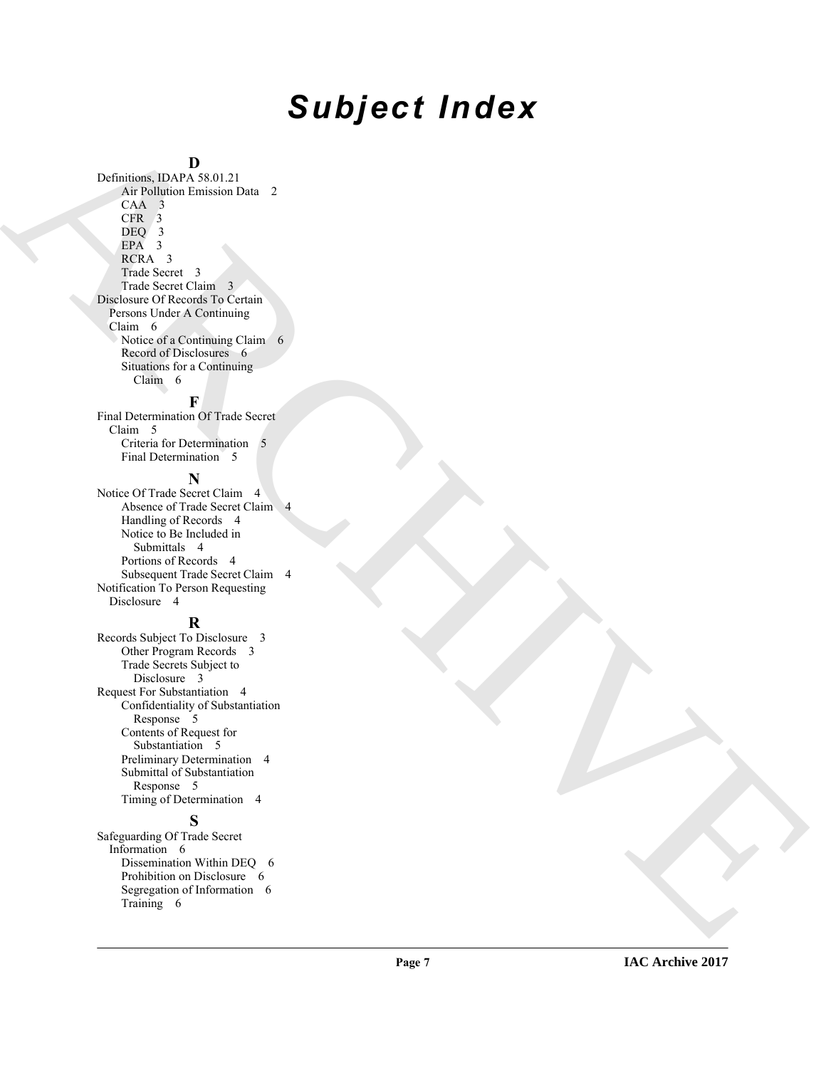# Subject Index

## D

Definitions, IDAPA 58.01.21
- Air Pollution Emission Data 2
- CAA 3
- CFR 3
- DEQ 3
- EPA 3
- RCRA 3
- Trade Secret 3
- Trade Secret Claim 3

Disclosure Of Records To Certain Persons Under A Continuing Claim 6
- Notice of a Continuing Claim 6
- Record of Disclosures 6
- Situations for a Continuing Claim 6

## F

Final Determination Of Trade Secret Claim 5
- Criteria for Determination 5
- Final Determination 5

## N

Notice Of Trade Secret Claim 4
- Absence of Trade Secret Claim 4
- Handling of Records 4
- Notice to Be Included in Submittals 4
- Portions of Records 4
- Subsequent Trade Secret Claim 4

Notification To Person Requesting Disclosure 4

## R

Records Subject To Disclosure 3
- Other Program Records 3
- Trade Secrets Subject to Disclosure 3

Request For Substantiation 4
- Confidentiality of Substantiation Response 5
- Contents of Request for Substantiation 5
- Preliminary Determination 4
- Submittal of Substantiation Response 5
- Timing of Determination 4

## S

Safeguarding Of Trade Secret Information 6
- Dissemination Within DEQ 6
- Prohibition on Disclosure 6
- Segregation of Information 6
- Training 6